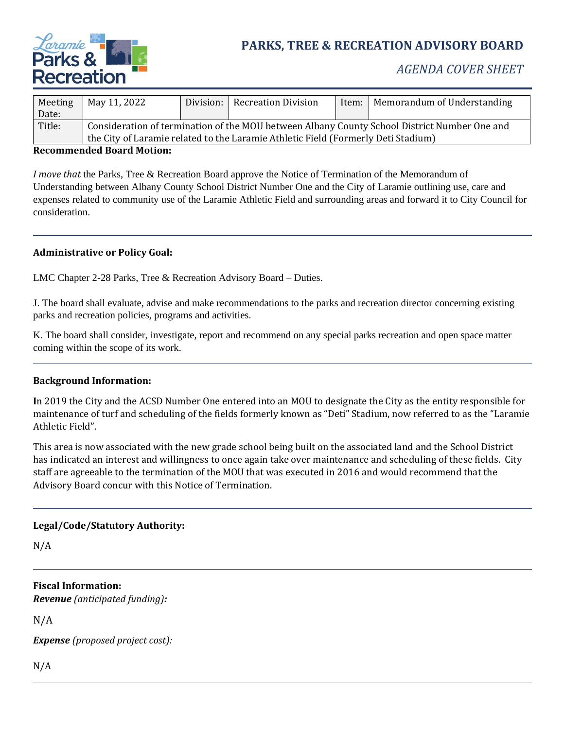# PARKS, TREE & RECREATION ADVISORY BOARD

*AGENDA COVER SHEET*

| Meeting Date: | May 11, 2022 | Division: | Recreation Division | Item: | Memorandum of Understanding |
|---|---|---|---|---|---|
| Title: | Consideration of termination of the MOU between Albany County School District Number One and the City of Laramie related to the Laramie Athletic Field (Formerly Deti Stadium) | | | | |

**Recommended Board Motion:**

*I move that* the Parks, Tree & Recreation Board approve the Notice of Termination of the Memorandum of Understanding between Albany County School District Number One and the City of Laramie outlining use, care and expenses related to community use of the Laramie Athletic Field and surrounding areas and forward it to City Council for consideration.

---

**Administrative or Policy Goal:**

LMC Chapter 2-28 Parks, Tree & Recreation Advisory Board – Duties.

J. The board shall evaluate, advise and make recommendations to the parks and recreation director concerning existing parks and recreation policies, programs and activities.

K. The board shall consider, investigate, report and recommend on any special parks recreation and open space matter coming within the scope of its work.

---

**Background Information:**

In 2019 the City and the ACSD Number One entered into an MOU to designate the City as the entity responsible for maintenance of turf and scheduling of the fields formerly known as "Deti" Stadium, now referred to as the "Laramie Athletic Field".

This area is now associated with the new grade school being built on the associated land and the School District has indicated an interest and willingness to once again take over maintenance and scheduling of these fields. City staff are agreeable to the termination of the MOU that was executed in 2016 and would recommend that the Advisory Board concur with this Notice of Termination.

---

**Legal/Code/Statutory Authority:**

N/A

---

**Fiscal Information:**

***Revenue** (anticipated funding)**:***

N/A

***Expense** (proposed project cost):*

N/A

---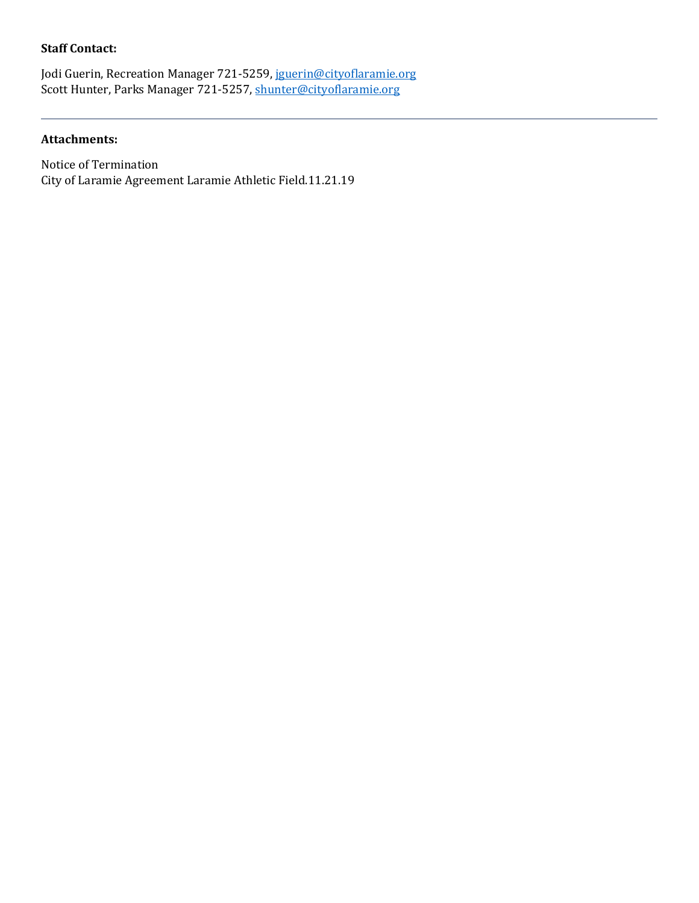**Staff Contact:**

Jodi Guerin, Recreation Manager 721-5259, jguerin@cityoflaramie.org
Scott Hunter, Parks Manager 721-5257, shunter@cityoflaramie.org

---

**Attachments:**

Notice of Termination
City of Laramie Agreement Laramie Athletic Field.11.21.19